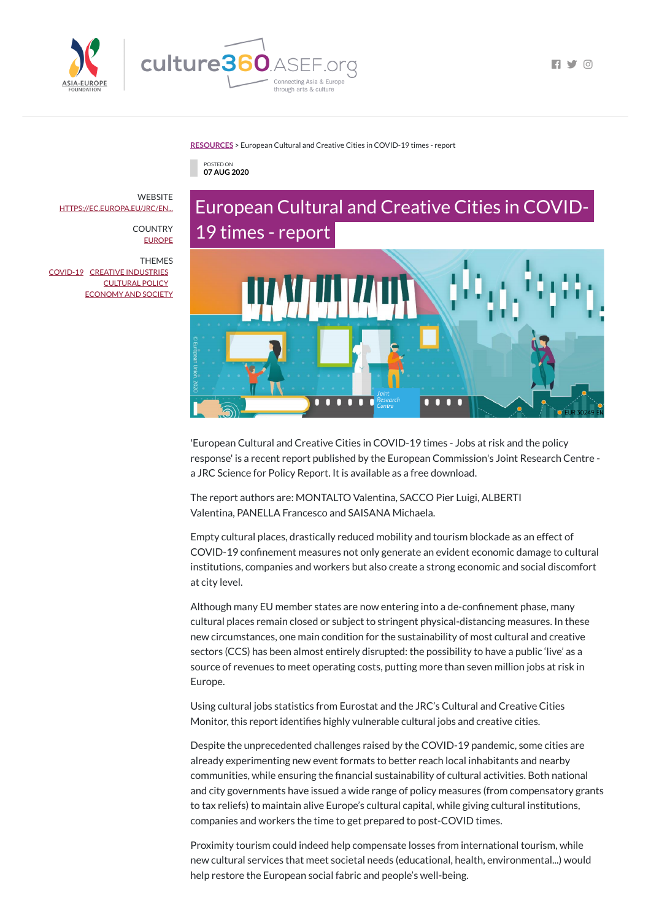RESOURCES > European Cultural and Creative Cities in COVID-19 times - report

POSTED ON
07 AUG 2020

WEBSITE
HTTPS://EC.EUROPA.EU/JRC/EN...

COUNTRY
EUROPE

THEMES
COVID-19 CREATIVE INDUSTRIES
CULTURAL POLICY
ECONOMY AND SOCIETY

# European Cultural and Creative Cities in COVID-19 times - report

'European Cultural and Creative Cities in COVID-19 times - Jobs at risk and the policy response' is a recent report published by the European Commission's Joint Research Centre - a JRC Science for Policy Report. It is available as a free download.

The report authors are: MONTALTO Valentina, SACCO Pier Luigi, ALBERTI Valentina, PANELLA Francesco and SAISANA Michaela.

Empty cultural places, drastically reduced mobility and tourism blockade as an effect of COVID-19 confinement measures not only generate an evident economic damage to cultural institutions, companies and workers but also create a strong economic and social discomfort at city level.

Although many EU member states are now entering into a de-confinement phase, many cultural places remain closed or subject to stringent physical-distancing measures. In these new circumstances, one main condition for the sustainability of most cultural and creative sectors (CCS) has been almost entirely disrupted: the possibility to have a public 'live' as a source of revenues to meet operating costs, putting more than seven million jobs at risk in Europe.

Using cultural jobs statistics from Eurostat and the JRC's Cultural and Creative Cities Monitor, this report identifies highly vulnerable cultural jobs and creative cities.

Despite the unprecedented challenges raised by the COVID-19 pandemic, some cities are already experimenting new event formats to better reach local inhabitants and nearby communities, while ensuring the financial sustainability of cultural activities. Both national and city governments have issued a wide range of policy measures (from compensatory grants to tax reliefs) to maintain alive Europe's cultural capital, while giving cultural institutions, companies and workers the time to get prepared to post-COVID times.

Proximity tourism could indeed help compensate losses from international tourism, while new cultural services that meet societal needs (educational, health, environmental...) would help restore the European social fabric and people's well-being.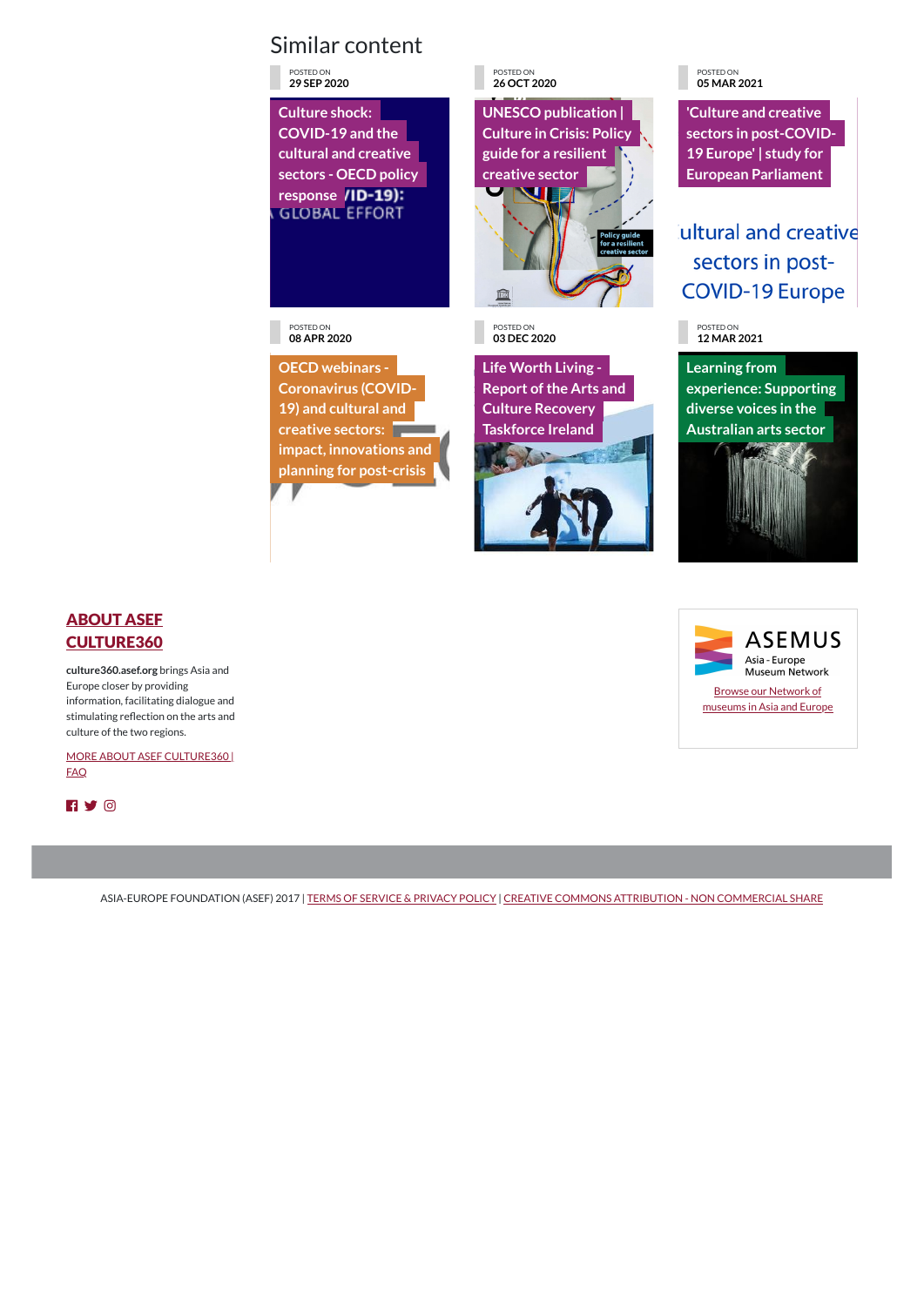## Similar content

POSTED ON
29 SEP 2020

Culture shock: COVID-19 and the cultural and creative sectors - OECD policy response

POSTED ON
26 OCT 2020

UNESCO publication | Culture in Crisis: Policy guide for a resilient creative sector

POSTED ON
05 MAR 2021

'Culture and creative sectors in post-COVID-19 Europe' | study for European Parliament

POSTED ON
08 APR 2020

OECD webinars - Coronavirus (COVID-19) and cultural and creative sectors: impact, innovations and planning for post-crisis

POSTED ON
03 DEC 2020

Life Worth Living - Report of the Arts and Culture Recovery Taskforce Ireland

POSTED ON
12 MAR 2021

Learning from experience: Supporting diverse voices in the Australian arts sector

### ABOUT ASEF CULTURE360

**culture360.asef.org** brings Asia and Europe closer by providing information, facilitating dialogue and stimulating reflection on the arts and culture of the two regions.

MORE ABOUT ASEF CULTURE360 | FAQ

ASEMUS
Asia - Europe
Museum Network

Browse our Network of museums in Asia and Europe

ASIA-EUROPE FOUNDATION (ASEF) 2017 | TERMS OF SERVICE & PRIVACY POLICY | CREATIVE COMMONS ATTRIBUTION - NON COMMERCIAL SHARE